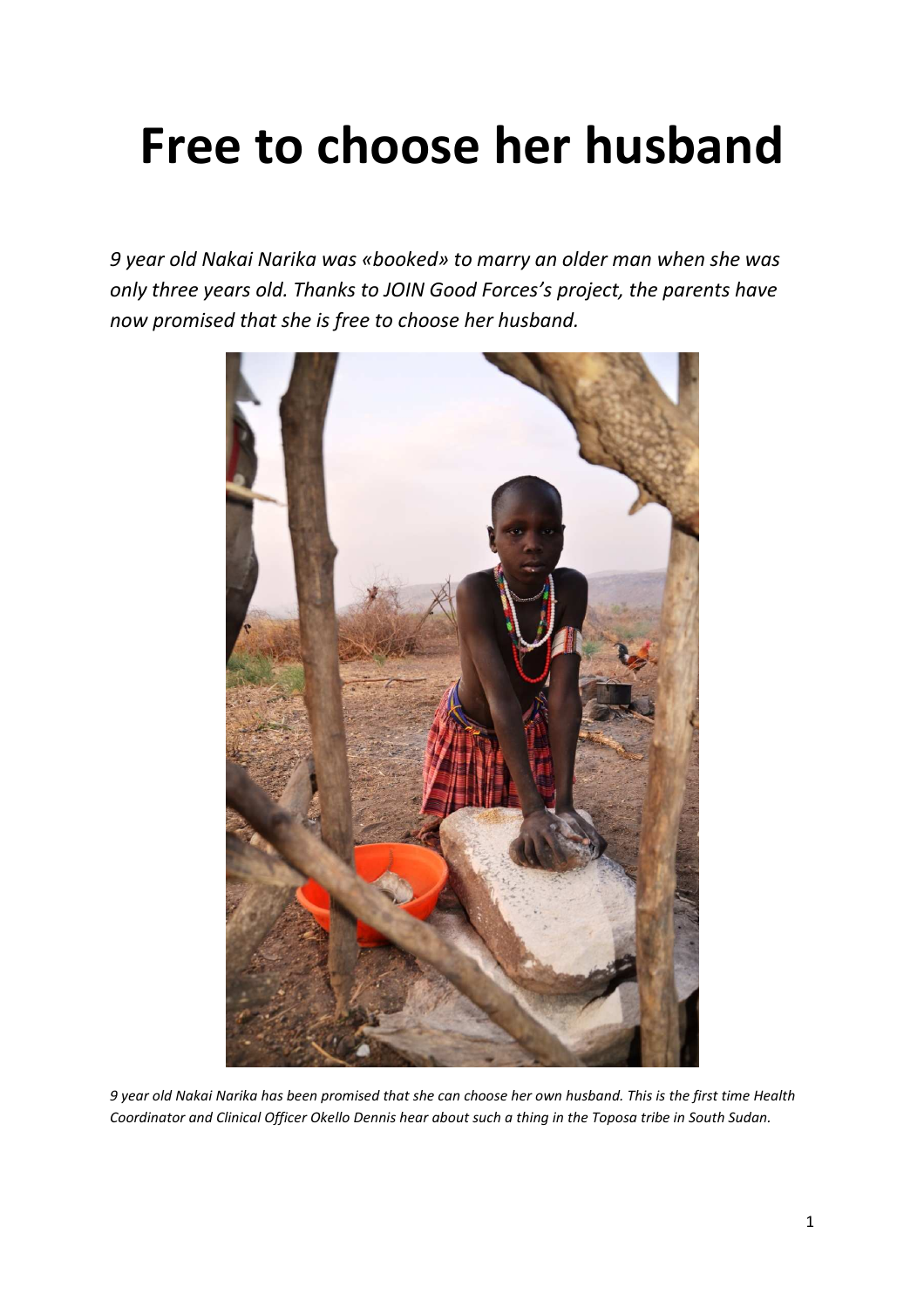# Free to choose her husband

*9 year old Nakai Narika was «booked» to marry an older man when she was only three years old. Thanks to JOIN Good Forces's project, the parents have now promised that she is free to choose her husband.*

*9 year old Nakai Narika has been promised that she can choose her own husband. This is the first time Health Coordinator and Clinical Officer Okello Dennis hear about such a thing in the Toposa tribe in South Sudan.*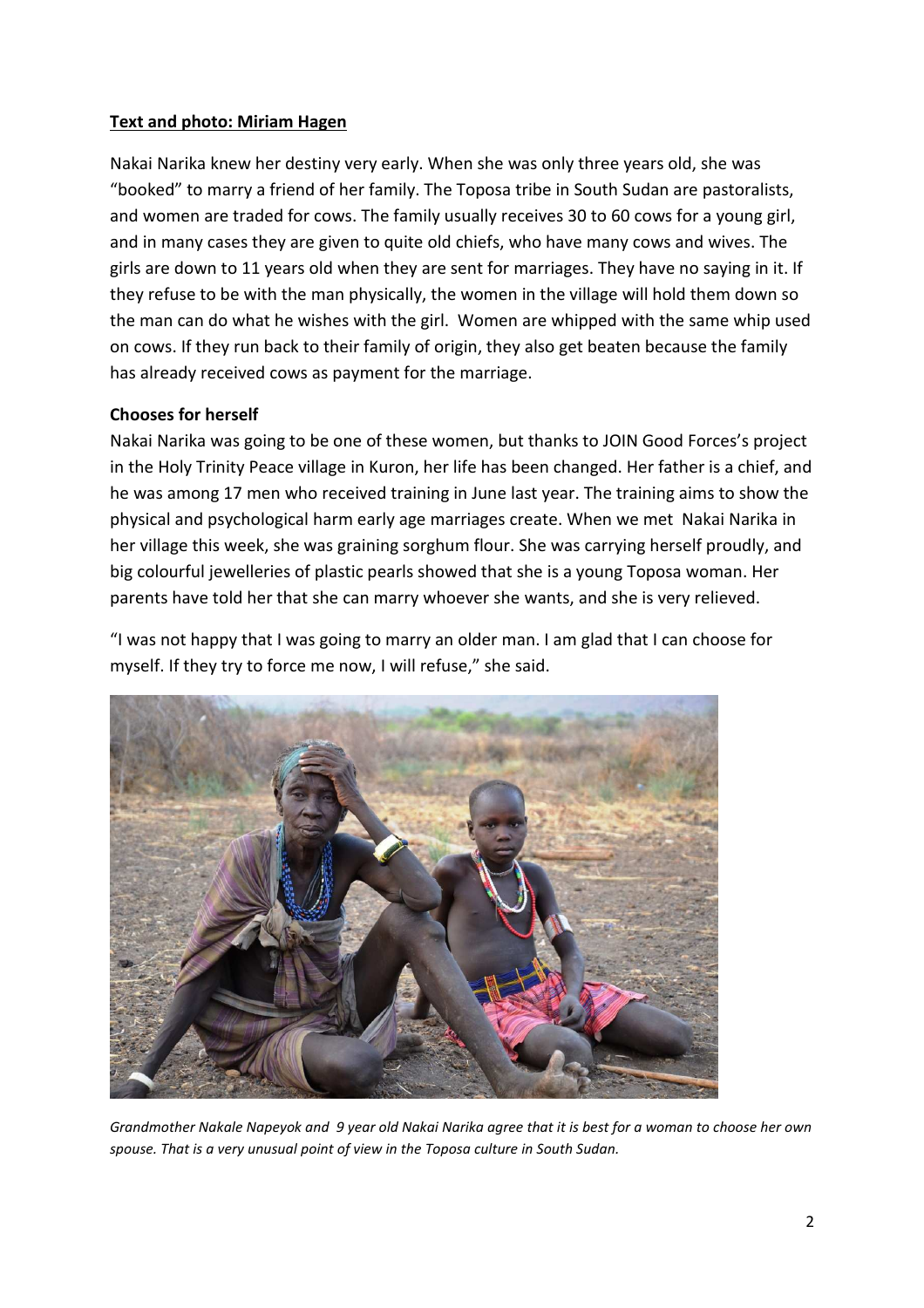**Text and photo: Miriam Hagen**

Nakai Narika knew her destiny very early. When she was only three years old, she was "booked" to marry a friend of her family. The Toposa tribe in South Sudan are pastoralists, and women are traded for cows. The family usually receives 30 to 60 cows for a young girl, and in many cases they are given to quite old chiefs, who have many cows and wives. The girls are down to 11 years old when they are sent for marriages. They have no saying in it. If they refuse to be with the man physically, the women in the village will hold them down so the man can do what he wishes with the girl. Women are whipped with the same whip used on cows. If they run back to their family of origin, they also get beaten because the family has already received cows as payment for the marriage.

**Chooses for herself**

Nakai Narika was going to be one of these women, but thanks to JOIN Good Forces's project in the Holy Trinity Peace village in Kuron, her life has been changed. Her father is a chief, and he was among 17 men who received training in June last year. The training aims to show the physical and psychological harm early age marriages create. When we met Nakai Narika in her village this week, she was graining sorghum flour. She was carrying herself proudly, and big colourful jewelleries of plastic pearls showed that she is a young Toposa woman. Her parents have told her that she can marry whoever she wants, and she is very relieved.

"I was not happy that I was going to marry an older man. I am glad that I can choose for myself. If they try to force me now, I will refuse," she said.

*Grandmother Nakale Napeyok and 9 year old Nakai Narika agree that it is best for a woman to choose her own spouse. That is a very unusual point of view in the Toposa culture in South Sudan.*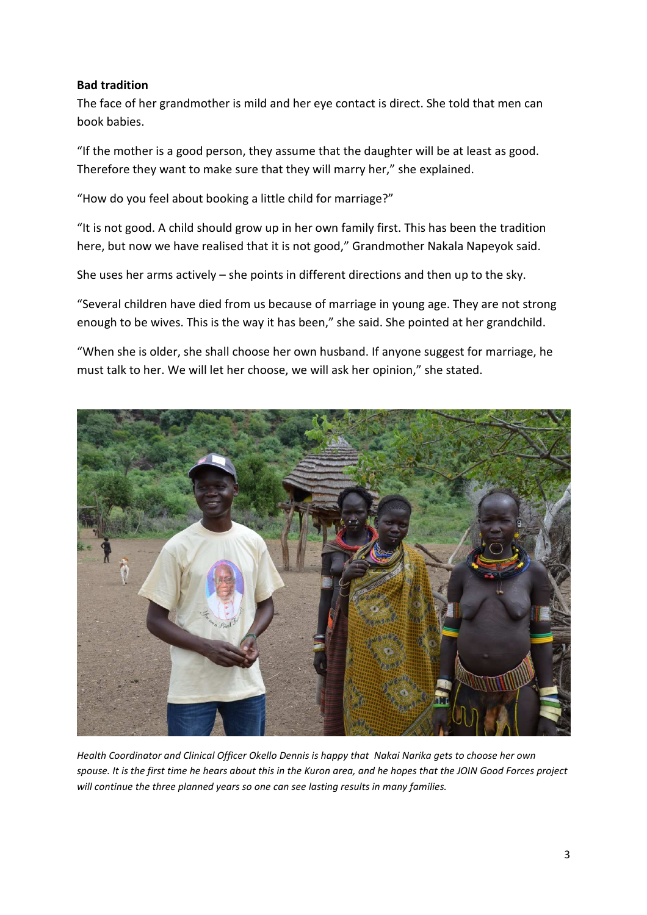**Bad tradition**

The face of her grandmother is mild and her eye contact is direct. She told that men can book babies.

"If the mother is a good person, they assume that the daughter will be at least as good. Therefore they want to make sure that they will marry her," she explained.

"How do you feel about booking a little child for marriage?"

"It is not good. A child should grow up in her own family first. This has been the tradition here, but now we have realised that it is not good," Grandmother Nakala Napeyok said.

She uses her arms actively – she points in different directions and then up to the sky.

"Several children have died from us because of marriage in young age. They are not strong enough to be wives. This is the way it has been," she said. She pointed at her grandchild.

"When she is older, she shall choose her own husband. If anyone suggest for marriage, he must talk to her. We will let her choose, we will ask her opinion," she stated.

*Health Coordinator and Clinical Officer Okello Dennis is happy that Nakai Narika gets to choose her own spouse. It is the first time he hears about this in the Kuron area, and he hopes that the JOIN Good Forces project will continue the three planned years so one can see lasting results in many families.*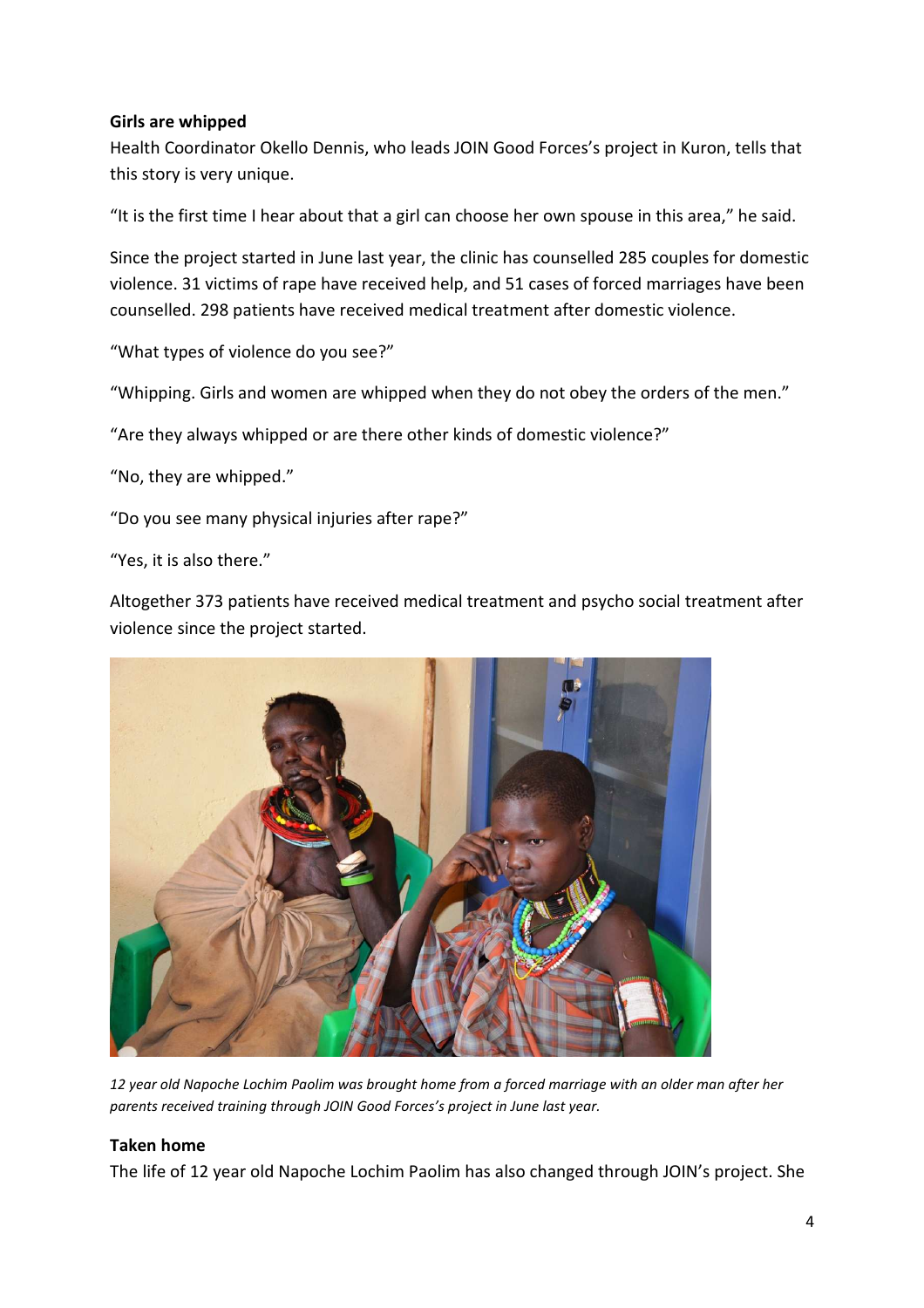**Girls are whipped**

Health Coordinator Okello Dennis, who leads JOIN Good Forces's project in Kuron, tells that this story is very unique.

"It is the first time I hear about that a girl can choose her own spouse in this area," he said.

Since the project started in June last year, the clinic has counselled 285 couples for domestic violence. 31 victims of rape have received help, and 51 cases of forced marriages have been counselled. 298 patients have received medical treatment after domestic violence.

"What types of violence do you see?"

"Whipping. Girls and women are whipped when they do not obey the orders of the men."

"Are they always whipped or are there other kinds of domestic violence?"

"No, they are whipped."

"Do you see many physical injuries after rape?"

"Yes, it is also there."

Altogether 373 patients have received medical treatment and psycho social treatment after violence since the project started.

*12 year old Napoche Lochim Paolim was brought home from a forced marriage with an older man after her parents received training through JOIN Good Forces's project in June last year.*

**Taken home**

The life of 12 year old Napoche Lochim Paolim has also changed through JOIN's project. She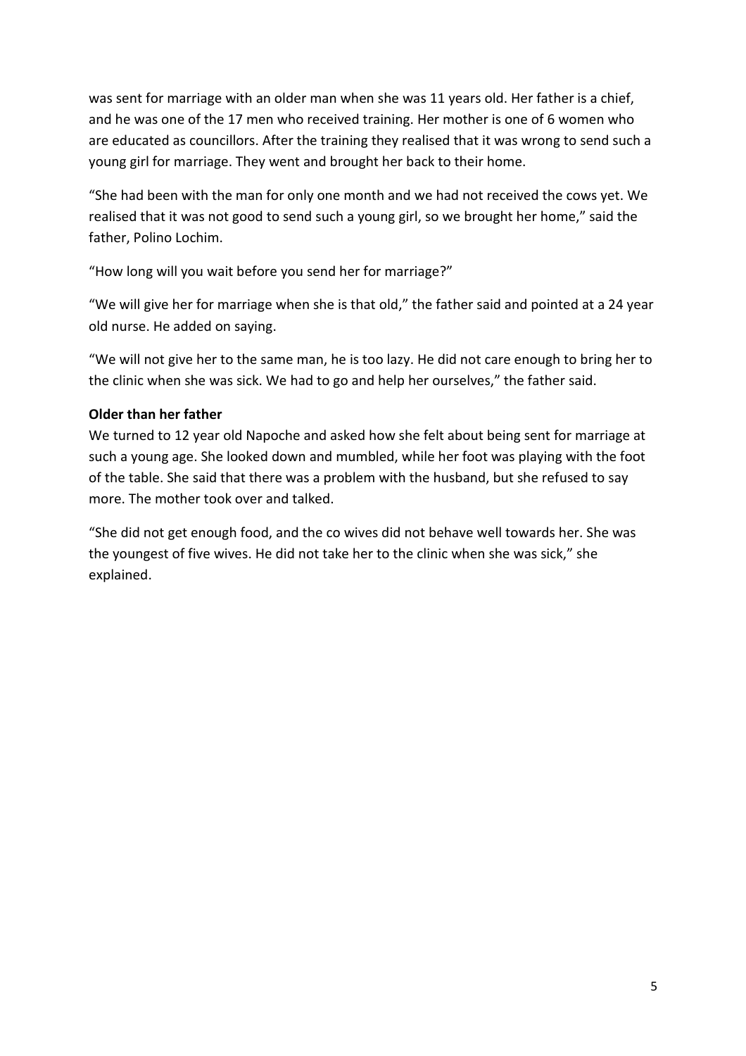was sent for marriage with an older man when she was 11 years old. Her father is a chief, and he was one of the 17 men who received training. Her mother is one of 6 women who are educated as councillors. After the training they realised that it was wrong to send such a young girl for marriage. They went and brought her back to their home.

"She had been with the man for only one month and we had not received the cows yet. We realised that it was not good to send such a young girl, so we brought her home," said the father, Polino Lochim.

"How long will you wait before you send her for marriage?"

"We will give her for marriage when she is that old," the father said and pointed at a 24 year old nurse. He added on saying.

"We will not give her to the same man, he is too lazy. He did not care enough to bring her to the clinic when she was sick. We had to go and help her ourselves," the father said.

**Older than her father**

We turned to 12 year old Napoche and asked how she felt about being sent for marriage at such a young age. She looked down and mumbled, while her foot was playing with the foot of the table. She said that there was a problem with the husband, but she refused to say more. The mother took over and talked.

"She did not get enough food, and the co wives did not behave well towards her. She was the youngest of five wives. He did not take her to the clinic when she was sick," she explained.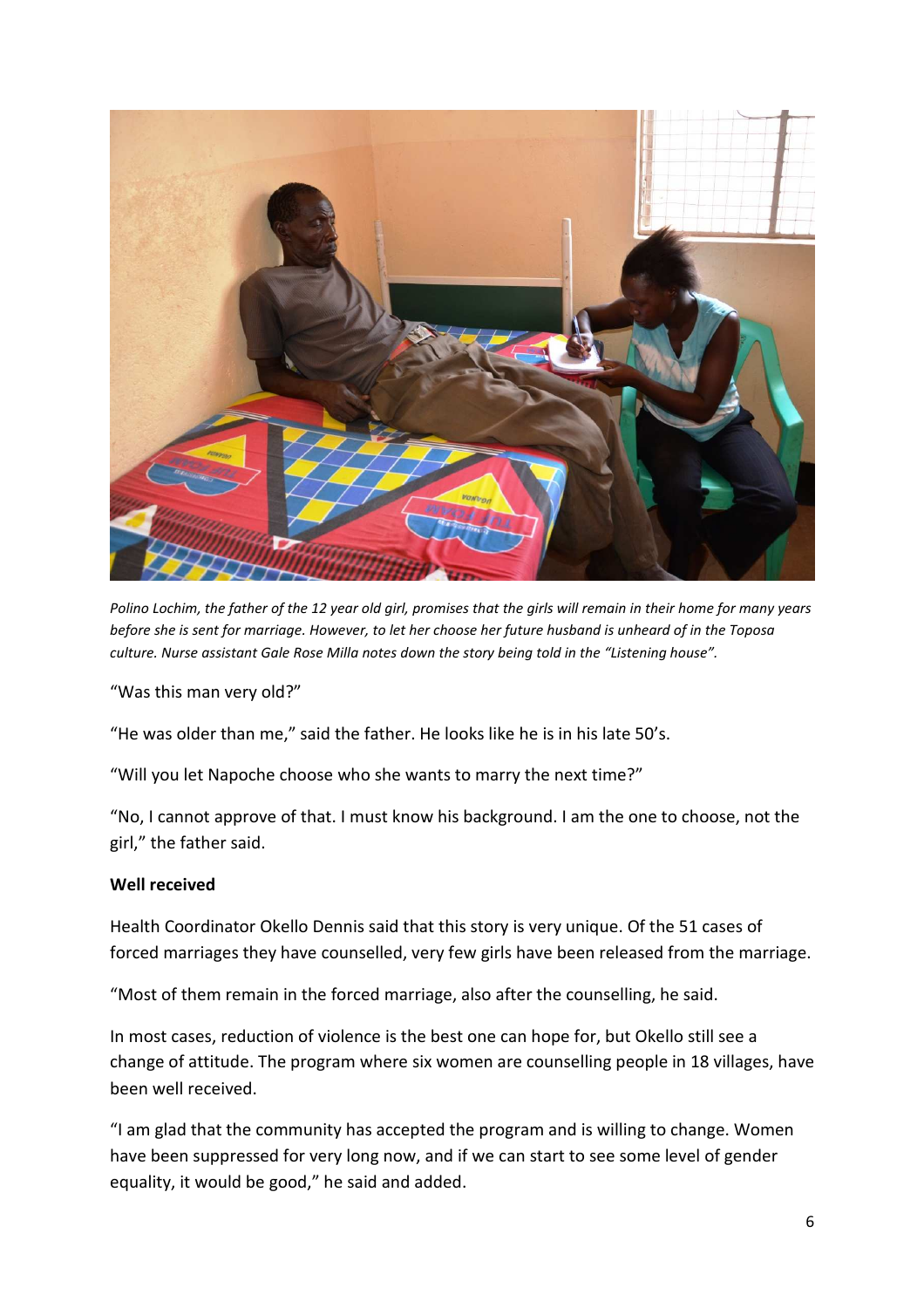*Polino Lochim, the father of the 12 year old girl, promises that the girls will remain in their home for many years before she is sent for marriage. However, to let her choose her future husband is unheard of in the Toposa culture. Nurse assistant Gale Rose Milla notes down the story being told in the "Listening house".*

"Was this man very old?"

"He was older than me," said the father. He looks like he is in his late 50's.

"Will you let Napoche choose who she wants to marry the next time?"

"No, I cannot approve of that. I must know his background. I am the one to choose, not the girl," the father said.

**Well received**

Health Coordinator Okello Dennis said that this story is very unique. Of the 51 cases of forced marriages they have counselled, very few girls have been released from the marriage.

"Most of them remain in the forced marriage, also after the counselling, he said.

In most cases, reduction of violence is the best one can hope for, but Okello still see a change of attitude. The program where six women are counselling people in 18 villages, have been well received.

"I am glad that the community has accepted the program and is willing to change. Women have been suppressed for very long now, and if we can start to see some level of gender equality, it would be good," he said and added.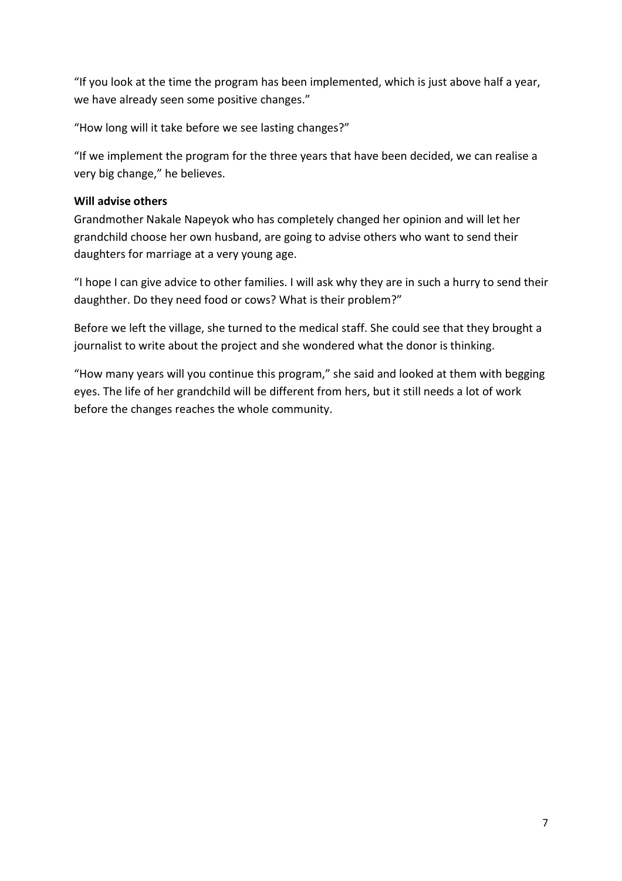"If you look at the time the program has been implemented, which is just above half a year, we have already seen some positive changes."

"How long will it take before we see lasting changes?"

"If we implement the program for the three years that have been decided, we can realise a very big change," he believes.

**Will advise others**

Grandmother Nakale Napeyok who has completely changed her opinion and will let her grandchild choose her own husband, are going to advise others who want to send their daughters for marriage at a very young age.

"I hope I can give advice to other families. I will ask why they are in such a hurry to send their daughther. Do they need food or cows? What is their problem?"

Before we left the village, she turned to the medical staff. She could see that they brought a journalist to write about the project and she wondered what the donor is thinking.

"How many years will you continue this program," she said and looked at them with begging eyes. The life of her grandchild will be different from hers, but it still needs a lot of work before the changes reaches the whole community.